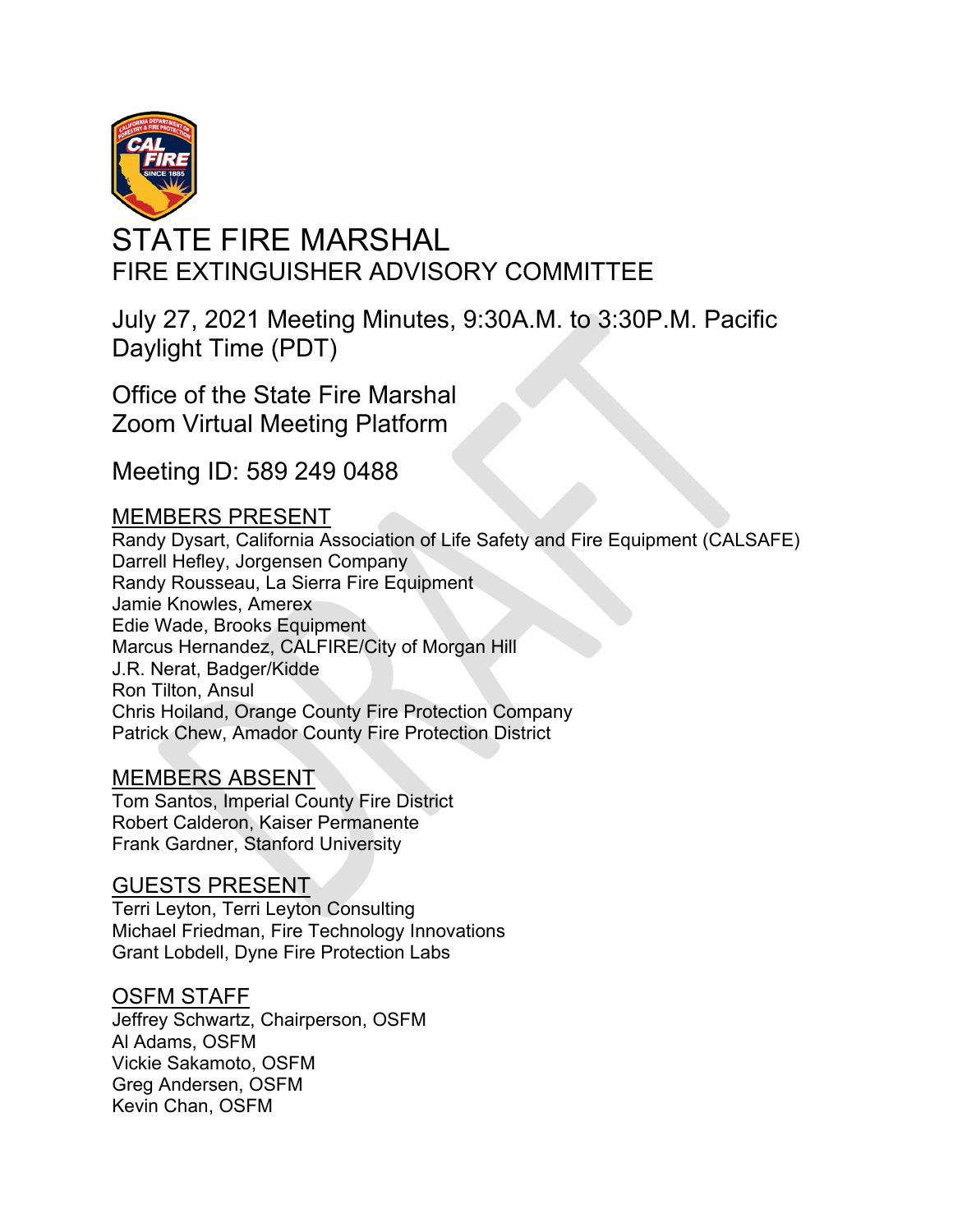# STATE FIRE MARSHAL
## FIRE EXTINGUISHER ADVISORY COMMITTEE

July 27, 2021 Meeting Minutes, 9:30A.M. to 3:30P.M. Pacific Daylight Time (PDT)

Office of the State Fire Marshal
Zoom Virtual Meeting Platform

Meeting ID: 589 249 0488

### MEMBERS PRESENT

Randy Dysart, California Association of Life Safety and Fire Equipment (CALSAFE)
Darrell Hefley, Jorgensen Company
Randy Rousseau, La Sierra Fire Equipment
Jamie Knowles, Amerex
Edie Wade, Brooks Equipment
Marcus Hernandez, CALFIRE/City of Morgan Hill
J.R. Nerat, Badger/Kidde
Ron Tilton, Ansul
Chris Hoiland, Orange County Fire Protection Company
Patrick Chew, Amador County Fire Protection District

### MEMBERS ABSENT

Tom Santos, Imperial County Fire District
Robert Calderon, Kaiser Permanente
Frank Gardner, Stanford University

### GUESTS PRESENT

Terri Leyton, Terri Leyton Consulting
Michael Friedman, Fire Technology Innovations
Grant Lobdell, Dyne Fire Protection Labs

### OSFM STAFF

Jeffrey Schwartz, Chairperson, OSFM
Al Adams, OSFM
Vickie Sakamoto, OSFM
Greg Andersen, OSFM
Kevin Chan, OSFM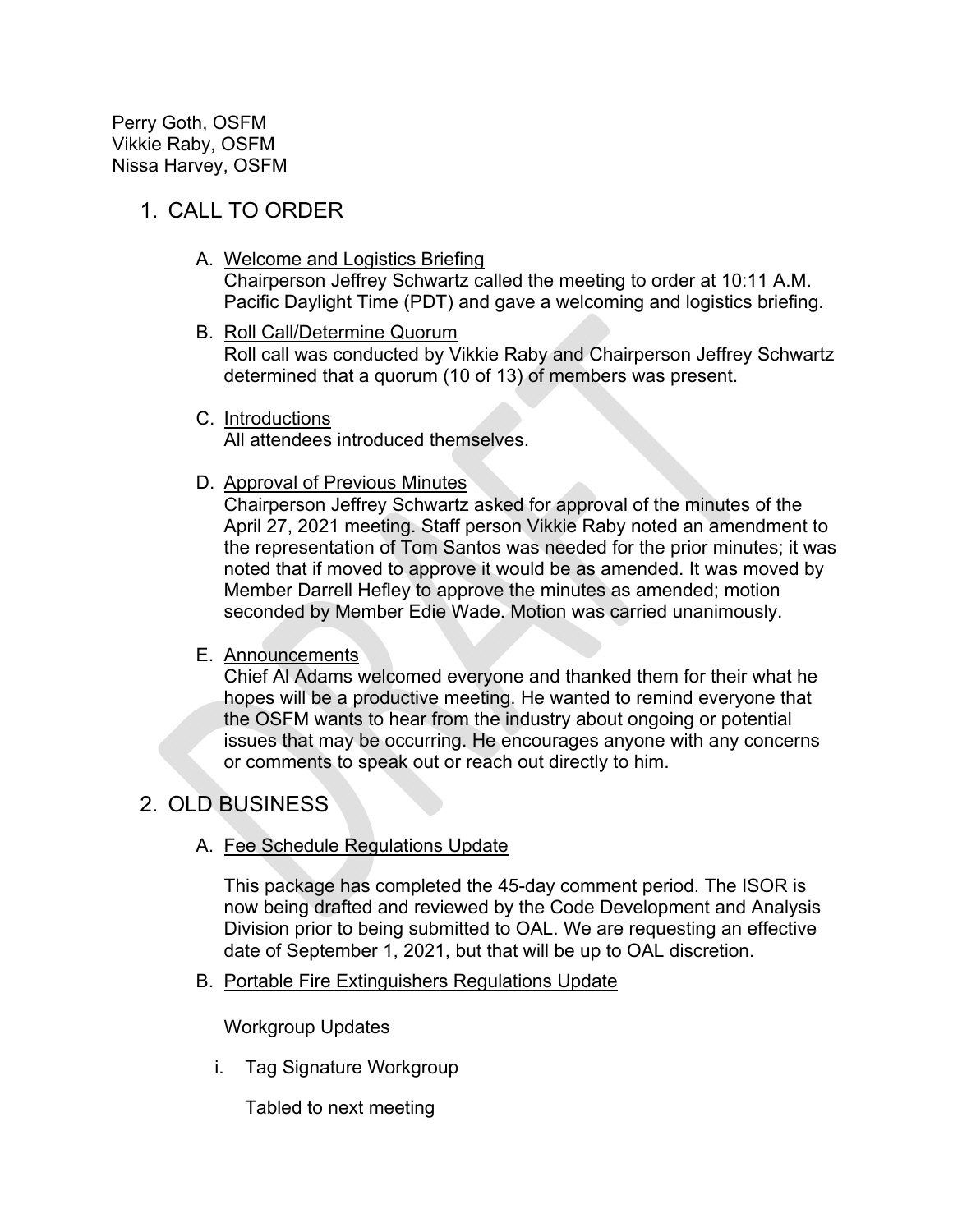Perry Goth, OSFM
Vikkie Raby, OSFM
Nissa Harvey, OSFM

## 1. CALL TO ORDER

A. Welcome and Logistics Briefing
Chairperson Jeffrey Schwartz called the meeting to order at 10:11 A.M. Pacific Daylight Time (PDT) and gave a welcoming and logistics briefing.

B. Roll Call/Determine Quorum
Roll call was conducted by Vikkie Raby and Chairperson Jeffrey Schwartz determined that a quorum (10 of 13) of members was present.

C. Introductions
All attendees introduced themselves.

D. Approval of Previous Minutes
Chairperson Jeffrey Schwartz asked for approval of the minutes of the April 27, 2021 meeting. Staff person Vikkie Raby noted an amendment to the representation of Tom Santos was needed for the prior minutes; it was noted that if moved to approve it would be as amended. It was moved by Member Darrell Hefley to approve the minutes as amended; motion seconded by Member Edie Wade. Motion was carried unanimously.

E. Announcements
Chief Al Adams welcomed everyone and thanked them for their what he hopes will be a productive meeting. He wanted to remind everyone that the OSFM wants to hear from the industry about ongoing or potential issues that may be occurring. He encourages anyone with any concerns or comments to speak out or reach out directly to him.

## 2. OLD BUSINESS

A. Fee Schedule Regulations Update

This package has completed the 45-day comment period. The ISOR is now being drafted and reviewed by the Code Development and Analysis Division prior to being submitted to OAL. We are requesting an effective date of September 1, 2021, but that will be up to OAL discretion.

B. Portable Fire Extinguishers Regulations Update

Workgroup Updates

i. Tag Signature Workgroup

Tabled to next meeting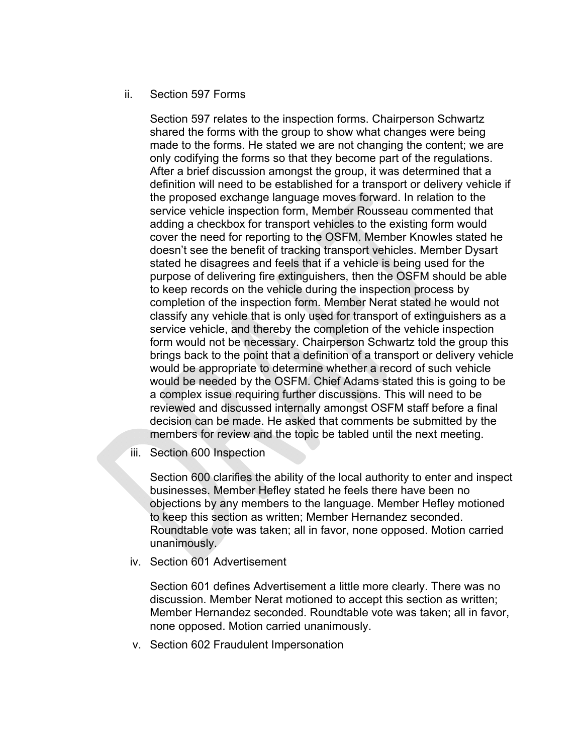ii. Section 597 Forms

Section 597 relates to the inspection forms. Chairperson Schwartz shared the forms with the group to show what changes were being made to the forms. He stated we are not changing the content; we are only codifying the forms so that they become part of the regulations. After a brief discussion amongst the group, it was determined that a definition will need to be established for a transport or delivery vehicle if the proposed exchange language moves forward. In relation to the service vehicle inspection form, Member Rousseau commented that adding a checkbox for transport vehicles to the existing form would cover the need for reporting to the OSFM. Member Knowles stated he doesn't see the benefit of tracking transport vehicles. Member Dysart stated he disagrees and feels that if a vehicle is being used for the purpose of delivering fire extinguishers, then the OSFM should be able to keep records on the vehicle during the inspection process by completion of the inspection form. Member Nerat stated he would not classify any vehicle that is only used for transport of extinguishers as a service vehicle, and thereby the completion of the vehicle inspection form would not be necessary. Chairperson Schwartz told the group this brings back to the point that a definition of a transport or delivery vehicle would be appropriate to determine whether a record of such vehicle would be needed by the OSFM. Chief Adams stated this is going to be a complex issue requiring further discussions. This will need to be reviewed and discussed internally amongst OSFM staff before a final decision can be made. He asked that comments be submitted by the members for review and the topic be tabled until the next meeting.

iii. Section 600 Inspection

Section 600 clarifies the ability of the local authority to enter and inspect businesses. Member Hefley stated he feels there have been no objections by any members to the language. Member Hefley motioned to keep this section as written; Member Hernandez seconded. Roundtable vote was taken; all in favor, none opposed. Motion carried unanimously.

iv. Section 601 Advertisement

Section 601 defines Advertisement a little more clearly. There was no discussion. Member Nerat motioned to accept this section as written; Member Hernandez seconded. Roundtable vote was taken; all in favor, none opposed. Motion carried unanimously.

v. Section 602 Fraudulent Impersonation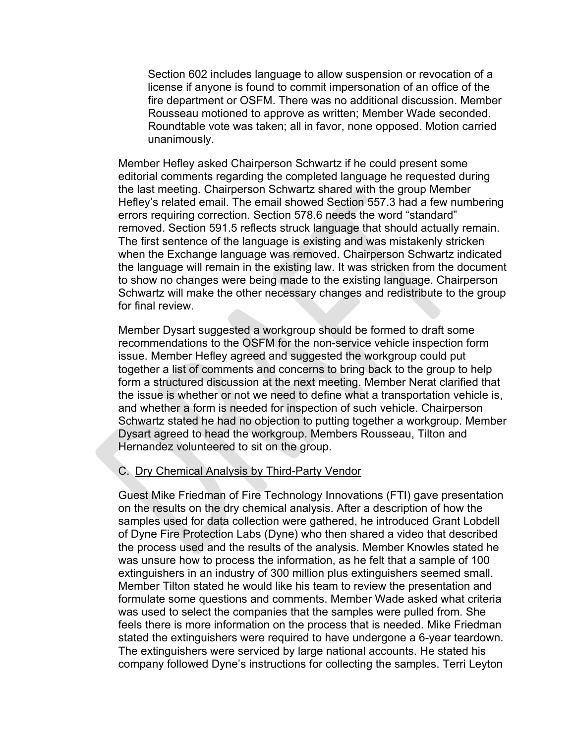Section 602 includes language to allow suspension or revocation of a license if anyone is found to commit impersonation of an office of the fire department or OSFM. There was no additional discussion. Member Rousseau motioned to approve as written; Member Wade seconded. Roundtable vote was taken; all in favor, none opposed. Motion carried unanimously.

Member Hefley asked Chairperson Schwartz if he could present some editorial comments regarding the completed language he requested during the last meeting. Chairperson Schwartz shared with the group Member Hefley's related email. The email showed Section 557.3 had a few numbering errors requiring correction. Section 578.6 needs the word "standard" removed. Section 591.5 reflects struck language that should actually remain. The first sentence of the language is existing and was mistakenly stricken when the Exchange language was removed. Chairperson Schwartz indicated the language will remain in the existing law. It was stricken from the document to show no changes were being made to the existing language. Chairperson Schwartz will make the other necessary changes and redistribute to the group for final review.

Member Dysart suggested a workgroup should be formed to draft some recommendations to the OSFM for the non-service vehicle inspection form issue. Member Hefley agreed and suggested the workgroup could put together a list of comments and concerns to bring back to the group to help form a structured discussion at the next meeting. Member Nerat clarified that the issue is whether or not we need to define what a transportation vehicle is, and whether a form is needed for inspection of such vehicle. Chairperson Schwartz stated he had no objection to putting together a workgroup. Member Dysart agreed to head the workgroup. Members Rousseau, Tilton and Hernandez volunteered to sit on the group.

C. Dry Chemical Analysis by Third-Party Vendor

Guest Mike Friedman of Fire Technology Innovations (FTI) gave presentation on the results on the dry chemical analysis. After a description of how the samples used for data collection were gathered, he introduced Grant Lobdell of Dyne Fire Protection Labs (Dyne) who then shared a video that described the process used and the results of the analysis. Member Knowles stated he was unsure how to process the information, as he felt that a sample of 100 extinguishers in an industry of 300 million plus extinguishers seemed small. Member Tilton stated he would like his team to review the presentation and formulate some questions and comments. Member Wade asked what criteria was used to select the companies that the samples were pulled from. She feels there is more information on the process that is needed. Mike Friedman stated the extinguishers were required to have undergone a 6-year teardown. The extinguishers were serviced by large national accounts. He stated his company followed Dyne's instructions for collecting the samples. Terri Leyton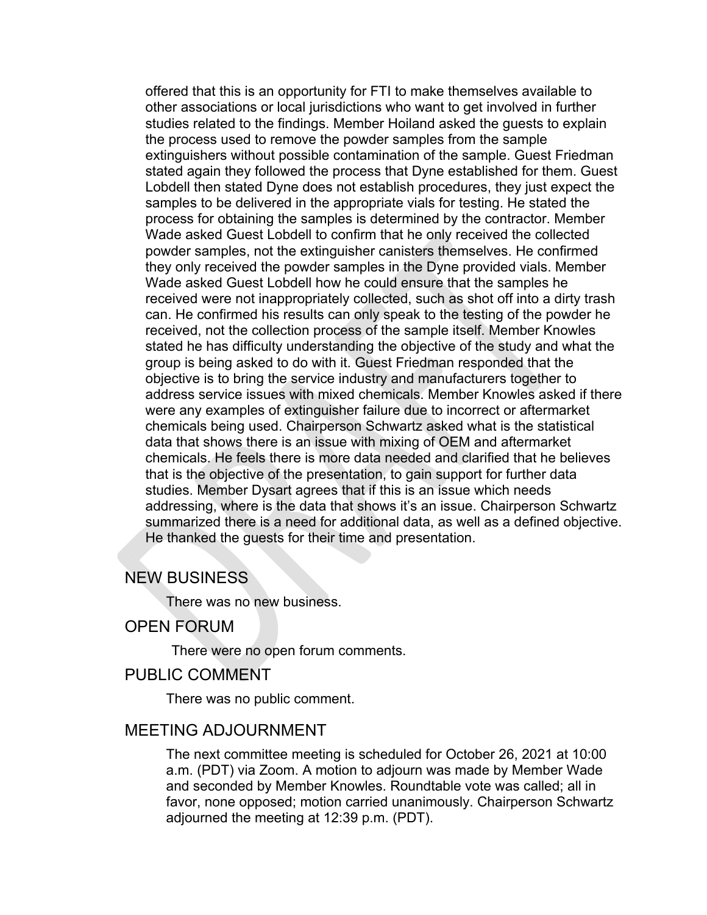offered that this is an opportunity for FTI to make themselves available to other associations or local jurisdictions who want to get involved in further studies related to the findings. Member Hoiland asked the guests to explain the process used to remove the powder samples from the sample extinguishers without possible contamination of the sample. Guest Friedman stated again they followed the process that Dyne established for them. Guest Lobdell then stated Dyne does not establish procedures, they just expect the samples to be delivered in the appropriate vials for testing. He stated the process for obtaining the samples is determined by the contractor. Member Wade asked Guest Lobdell to confirm that he only received the collected powder samples, not the extinguisher canisters themselves. He confirmed they only received the powder samples in the Dyne provided vials. Member Wade asked Guest Lobdell how he could ensure that the samples he received were not inappropriately collected, such as shot off into a dirty trash can. He confirmed his results can only speak to the testing of the powder he received, not the collection process of the sample itself. Member Knowles stated he has difficulty understanding the objective of the study and what the group is being asked to do with it. Guest Friedman responded that the objective is to bring the service industry and manufacturers together to address service issues with mixed chemicals. Member Knowles asked if there were any examples of extinguisher failure due to incorrect or aftermarket chemicals being used. Chairperson Schwartz asked what is the statistical data that shows there is an issue with mixing of OEM and aftermarket chemicals. He feels there is more data needed and clarified that he believes that is the objective of the presentation, to gain support for further data studies. Member Dysart agrees that if this is an issue which needs addressing, where is the data that shows it's an issue. Chairperson Schwartz summarized there is a need for additional data, as well as a defined objective. He thanked the guests for their time and presentation.

## NEW BUSINESS

There was no new business.

## OPEN FORUM

There were no open forum comments.

## PUBLIC COMMENT

There was no public comment.

## MEETING ADJOURNMENT

The next committee meeting is scheduled for October 26, 2021 at 10:00 a.m. (PDT) via Zoom. A motion to adjourn was made by Member Wade and seconded by Member Knowles. Roundtable vote was called; all in favor, none opposed; motion carried unanimously. Chairperson Schwartz adjourned the meeting at 12:39 p.m. (PDT).